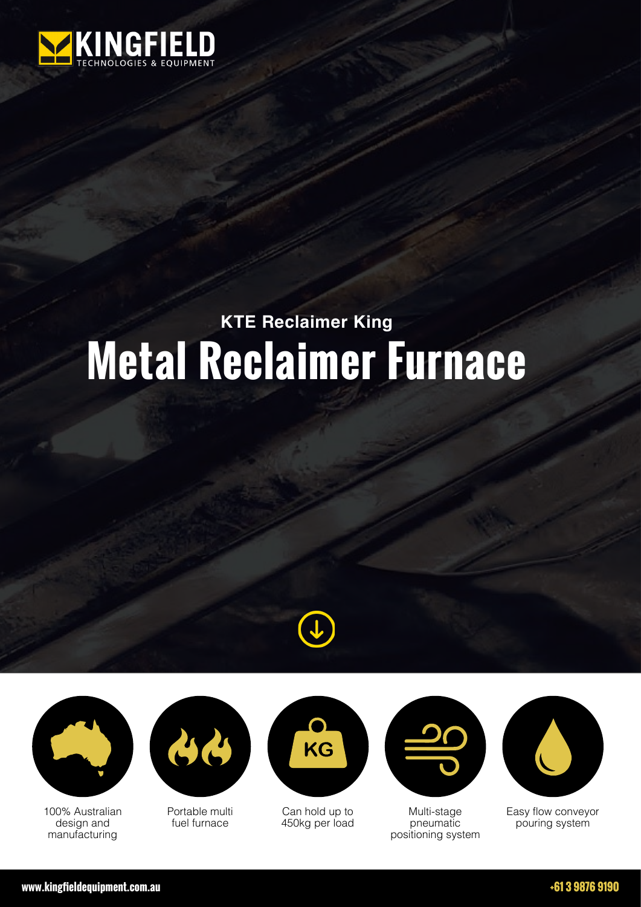KINGFIELD
TECHNOLOGIES & EQUIPMENT

### KTE Reclaimer King

# Metal Reclaimer Furnace

- 100% Australian design and manufacturing
- Portable multi fuel furnace
- Can hold up to 450kg per load
- Multi-stage pneumatic positioning system
- Easy flow conveyor pouring system

www.kingfieldequipment.com.au

+61 3 9876 9190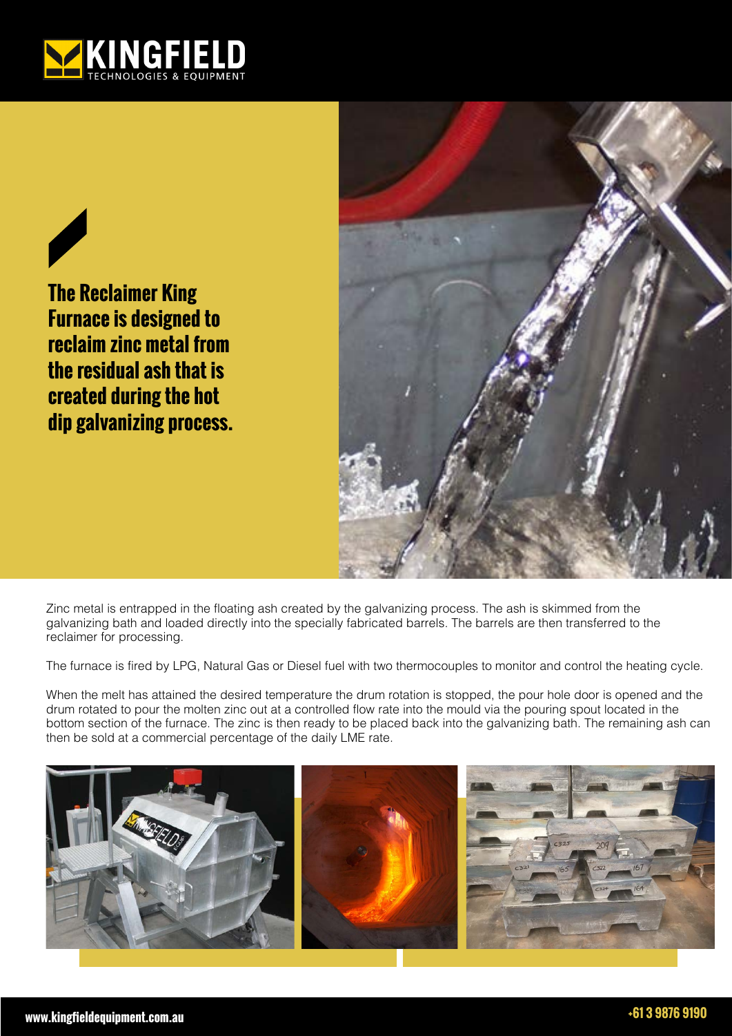# KINGFIELD

TECHNOLOGIES & EQUIPMENT

**The Reclaimer King Furnace is designed to reclaim zinc metal from the residual ash that is created during the hot dip galvanizing process.**

Zinc metal is entrapped in the floating ash created by the galvanizing process. The ash is skimmed from the galvanizing bath and loaded directly into the specially fabricated barrels. The barrels are then transferred to the reclaimer for processing.

The furnace is fired by LPG, Natural Gas or Diesel fuel with two thermocouples to monitor and control the heating cycle.

When the melt has attained the desired temperature the drum rotation is stopped, the pour hole door is opened and the drum rotated to pour the molten zinc out at a controlled flow rate into the mould via the pouring spout located in the bottom section of the furnace. The zinc is then ready to be placed back into the galvanizing bath. The remaining ash can then be sold at a commercial percentage of the daily LME rate.

www.kingfieldequipment.com.au

+61 3 9876 9190